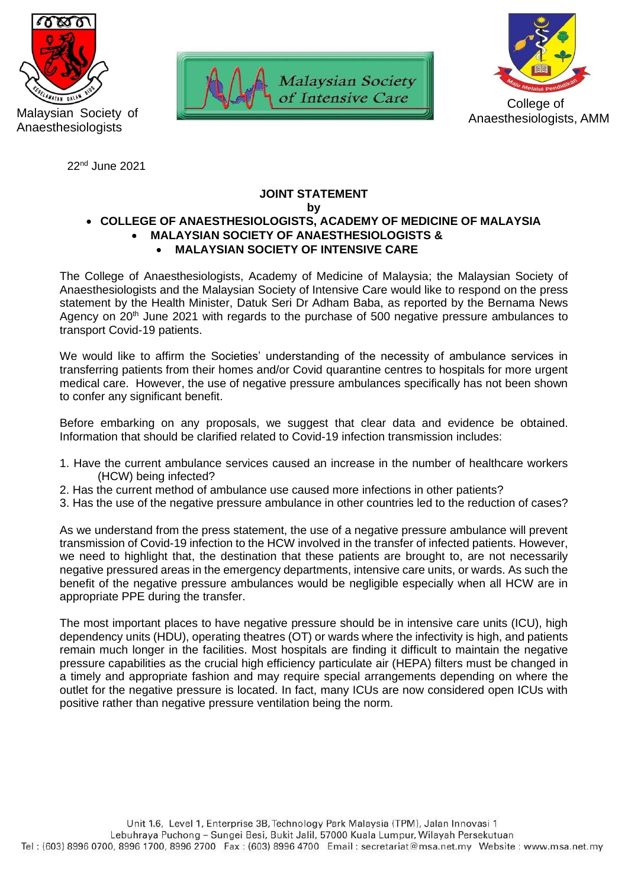Malaysian Society of Anaesthesiologists

Malaysian Society of Intensive Care

College of Anaesthesiologists, AMM

22nd June 2021

**JOINT STATEMENT**
**by**

- **COLLEGE OF ANAESTHESIOLOGISTS, ACADEMY OF MEDICINE OF MALAYSIA**
- **MALAYSIAN SOCIETY OF ANAESTHESIOLOGISTS &**
- **MALAYSIAN SOCIETY OF INTENSIVE CARE**

The College of Anaesthesiologists, Academy of Medicine of Malaysia; the Malaysian Society of Anaesthesiologists and the Malaysian Society of Intensive Care would like to respond on the press statement by the Health Minister, Datuk Seri Dr Adham Baba, as reported by the Bernama News Agency on 20th June 2021 with regards to the purchase of 500 negative pressure ambulances to transport Covid-19 patients.

We would like to affirm the Societies' understanding of the necessity of ambulance services in transferring patients from their homes and/or Covid quarantine centres to hospitals for more urgent medical care. However, the use of negative pressure ambulances specifically has not been shown to confer any significant benefit.

Before embarking on any proposals, we suggest that clear data and evidence be obtained. Information that should be clarified related to Covid-19 infection transmission includes:

1. Have the current ambulance services caused an increase in the number of healthcare workers (HCW) being infected?
2. Has the current method of ambulance use caused more infections in other patients?
3. Has the use of the negative pressure ambulance in other countries led to the reduction of cases?

As we understand from the press statement, the use of a negative pressure ambulance will prevent transmission of Covid-19 infection to the HCW involved in the transfer of infected patients. However, we need to highlight that, the destination that these patients are brought to, are not necessarily negative pressured areas in the emergency departments, intensive care units, or wards. As such the benefit of the negative pressure ambulances would be negligible especially when all HCW are in appropriate PPE during the transfer.

The most important places to have negative pressure should be in intensive care units (ICU), high dependency units (HDU), operating theatres (OT) or wards where the infectivity is high, and patients remain much longer in the facilities. Most hospitals are finding it difficult to maintain the negative pressure capabilities as the crucial high efficiency particulate air (HEPA) filters must be changed in a timely and appropriate fashion and may require special arrangements depending on where the outlet for the negative pressure is located. In fact, many ICUs are now considered open ICUs with positive rather than negative pressure ventilation being the norm.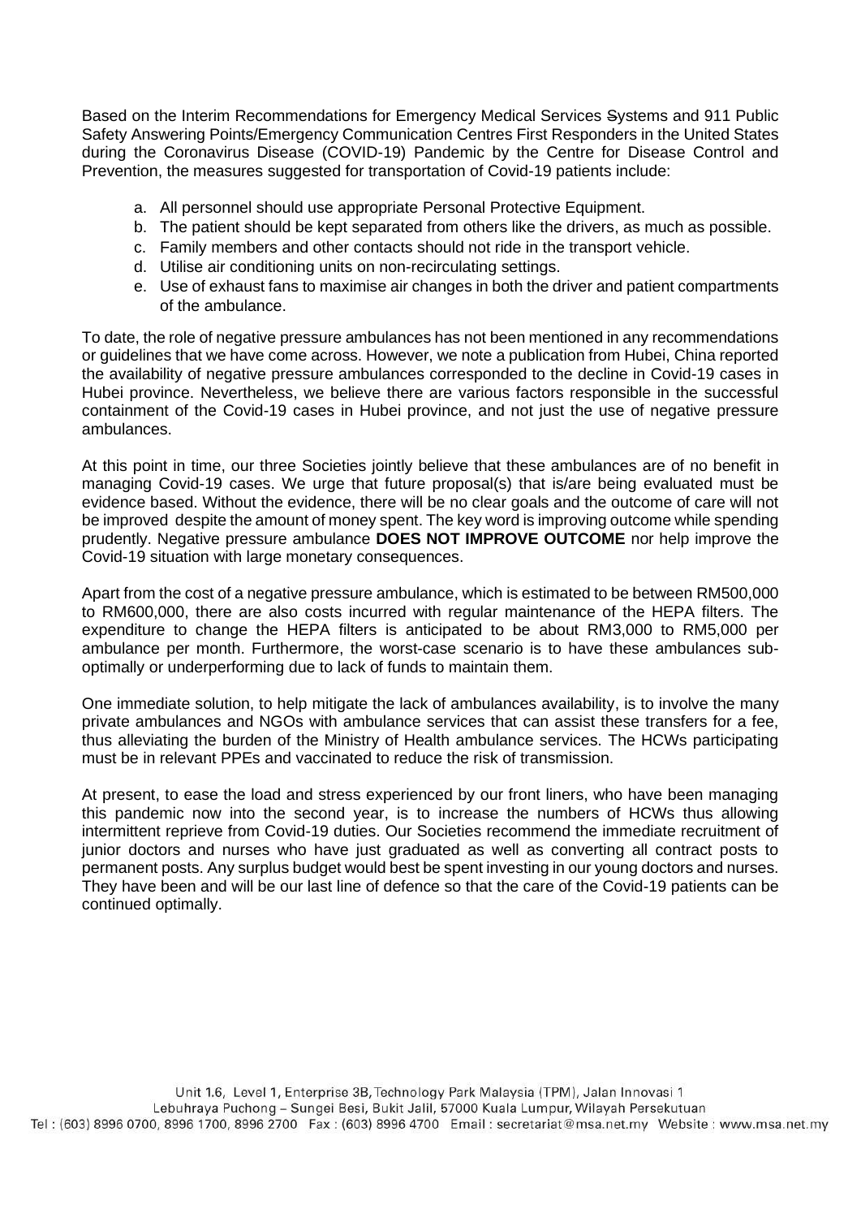Based on the Interim Recommendations for Emergency Medical Services Systems and 911 Public Safety Answering Points/Emergency Communication Centres First Responders in the United States during the Coronavirus Disease (COVID-19) Pandemic by the Centre for Disease Control and Prevention, the measures suggested for transportation of Covid-19 patients include:

a. All personnel should use appropriate Personal Protective Equipment.
b. The patient should be kept separated from others like the drivers, as much as possible.
c. Family members and other contacts should not ride in the transport vehicle.
d. Utilise air conditioning units on non-recirculating settings.
e. Use of exhaust fans to maximise air changes in both the driver and patient compartments of the ambulance.

To date, the role of negative pressure ambulances has not been mentioned in any recommendations or guidelines that we have come across. However, we note a publication from Hubei, China reported the availability of negative pressure ambulances corresponded to the decline in Covid-19 cases in Hubei province. Nevertheless, we believe there are various factors responsible in the successful containment of the Covid-19 cases in Hubei province, and not just the use of negative pressure ambulances.

At this point in time, our three Societies jointly believe that these ambulances are of no benefit in managing Covid-19 cases. We urge that future proposal(s) that is/are being evaluated must be evidence based. Without the evidence, there will be no clear goals and the outcome of care will not be improved despite the amount of money spent. The key word is improving outcome while spending prudently. Negative pressure ambulance **DOES NOT IMPROVE OUTCOME** nor help improve the Covid-19 situation with large monetary consequences.

Apart from the cost of a negative pressure ambulance, which is estimated to be between RM500,000 to RM600,000, there are also costs incurred with regular maintenance of the HEPA filters. The expenditure to change the HEPA filters is anticipated to be about RM3,000 to RM5,000 per ambulance per month. Furthermore, the worst-case scenario is to have these ambulances sub-optimally or underperforming due to lack of funds to maintain them.

One immediate solution, to help mitigate the lack of ambulances availability, is to involve the many private ambulances and NGOs with ambulance services that can assist these transfers for a fee, thus alleviating the burden of the Ministry of Health ambulance services. The HCWs participating must be in relevant PPEs and vaccinated to reduce the risk of transmission.

At present, to ease the load and stress experienced by our front liners, who have been managing this pandemic now into the second year, is to increase the numbers of HCWs thus allowing intermittent reprieve from Covid-19 duties. Our Societies recommend the immediate recruitment of junior doctors and nurses who have just graduated as well as converting all contract posts to permanent posts. Any surplus budget would best be spent investing in our young doctors and nurses. They have been and will be our last line of defence so that the care of the Covid-19 patients can be continued optimally.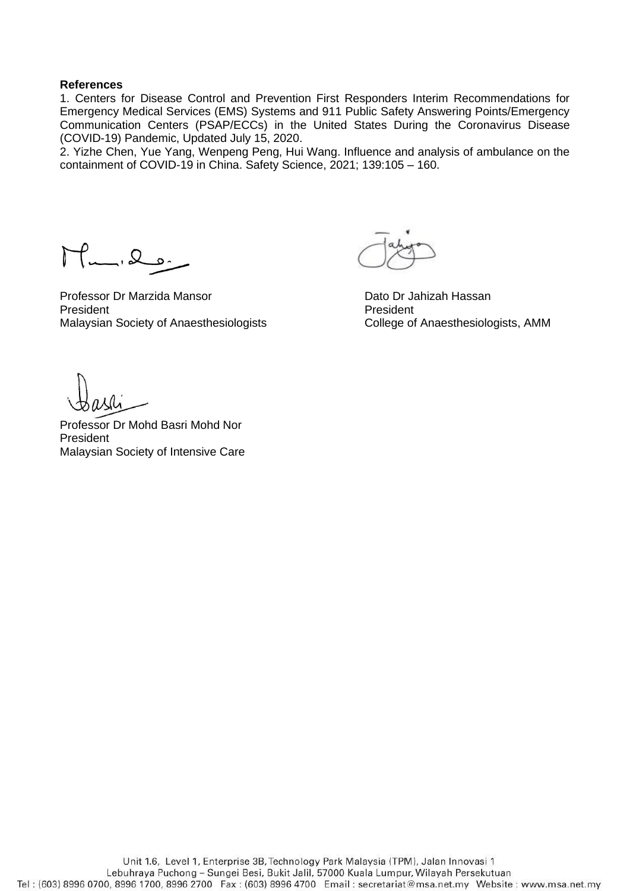**References**

1. Centers for Disease Control and Prevention First Responders Interim Recommendations for Emergency Medical Services (EMS) Systems and 911 Public Safety Answering Points/Emergency Communication Centers (PSAP/ECCs) in the United States During the Coronavirus Disease (COVID-19) Pandemic, Updated July 15, 2020.
2. Yizhe Chen, Yue Yang, Wenpeng Peng, Hui Wang. Influence and analysis of ambulance on the containment of COVID-19 in China. Safety Science, 2021; 139:105 – 160.

Professor Dr Marzida Mansor
President
Malaysian Society of Anaesthesiologists

Dato Dr Jahizah Hassan
President
College of Anaesthesiologists, AMM

Professor Dr Mohd Basri Mohd Nor
President
Malaysian Society of Intensive Care

Unit 1.6, Level 1, Enterprise 3B, Technology Park Malaysia (TPM), Jalan Innovasi 1
Lebuhraya Puchong – Sungei Besi, Bukit Jalil, 57000 Kuala Lumpur, Wilayah Persekutuan
Tel : (603) 8996 0700, 8996 1700, 8996 2700 Fax : (603) 8996 4700 Email : secretariat@msa.net.my Website : www.msa.net.my